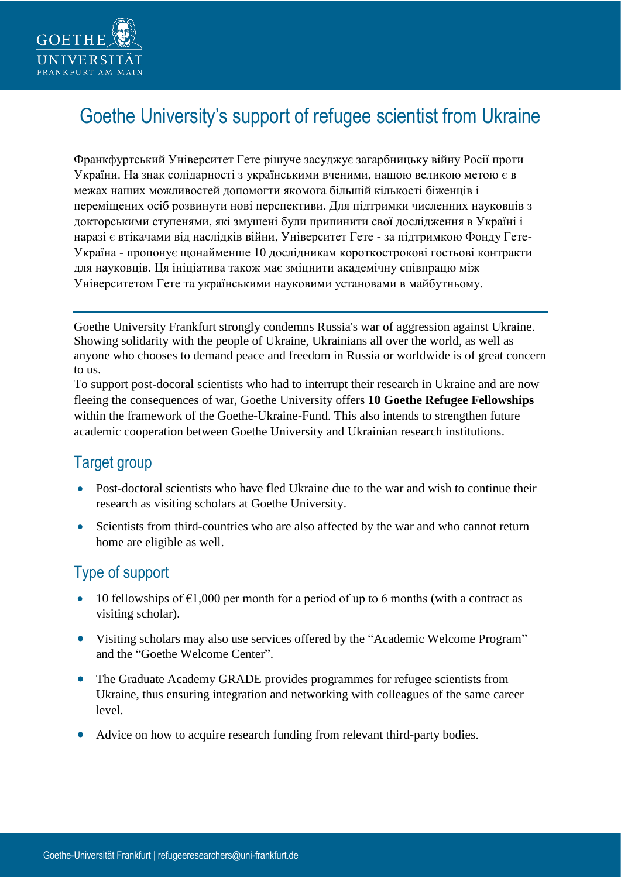# Goethe University's support of refugee scientist from Ukraine

Франкфуртський Університет Гете рішуче засуджує загарбницьку війну Росії проти України. На знак солідарності з українськими вченими, нашою великою метою є в межах наших можливостей допомогти якомога більшій кількості біженців і переміщених осіб розвинути нові перспективи. Для підтримки численних науковців з докторськими ступенями, які змушені були припинити свої дослідження в Україні і наразі є втікачами від наслідків війни, Університет Гете - за підтримкою Фонду Гете-Україна - пропонує щонайменше 10 дослідникам короткострокові гостьові контракти для науковців. Ця ініціатива також має зміцнити академічну співпрацю між Університетом Гете та українськими науковими установами в майбутньому.

---

Goethe University Frankfurt strongly condemns Russia's war of aggression against Ukraine. Showing solidarity with the people of Ukraine, Ukrainians all over the world, as well as anyone who chooses to demand peace and freedom in Russia or worldwide is of great concern to us.

To support post-docoral scientists who had to interrupt their research in Ukraine and are now fleeing the consequences of war, Goethe University offers **10 Goethe Refugee Fellowships** within the framework of the Goethe-Ukraine-Fund. This also intends to strengthen future academic cooperation between Goethe University and Ukrainian research institutions.

## Target group

- Post-doctoral scientists who have fled Ukraine due to the war and wish to continue their research as visiting scholars at Goethe University.
- Scientists from third-countries who are also affected by the war and who cannot return home are eligible as well.

## Type of support

- 10 fellowships of €1,000 per month for a period of up to 6 months (with a contract as visiting scholar).
- Visiting scholars may also use services offered by the "Academic Welcome Program" and the "Goethe Welcome Center".
- The Graduate Academy GRADE provides programmes for refugee scientists from Ukraine, thus ensuring integration and networking with colleagues of the same career level.
- Advice on how to acquire research funding from relevant third-party bodies.

Goethe-Universität Frankfurt | refugeeresearchers@uni-frankfurt.de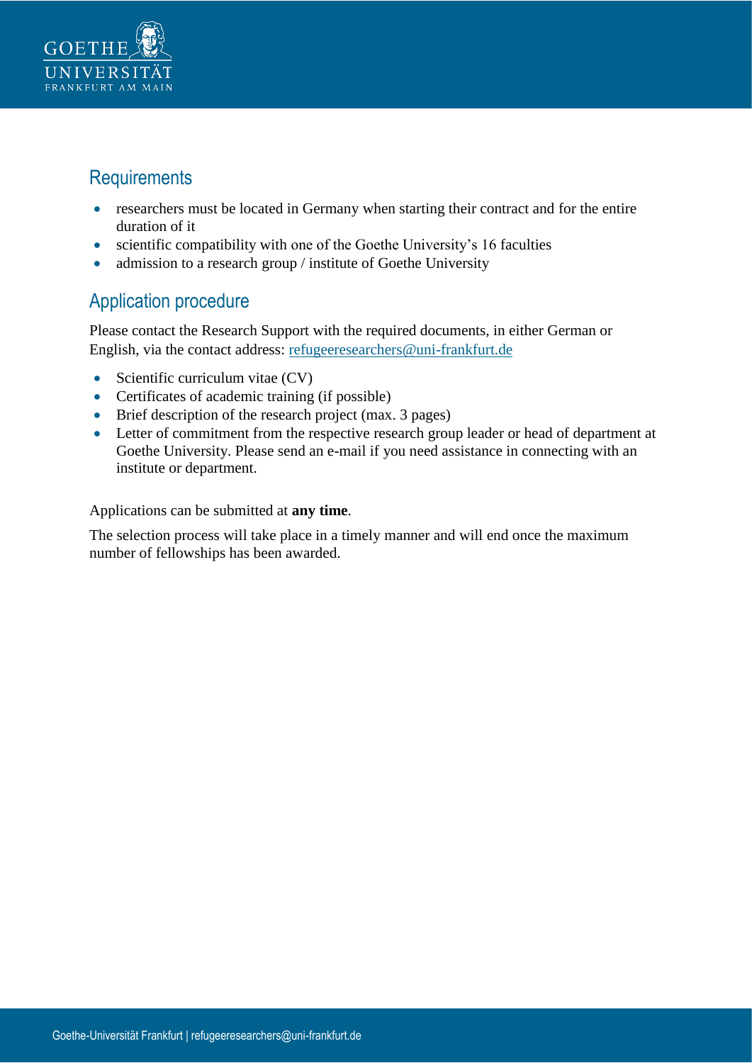## Requirements

- researchers must be located in Germany when starting their contract and for the entire duration of it
- scientific compatibility with one of the Goethe University's 16 faculties
- admission to a research group / institute of Goethe University

## Application procedure

Please contact the Research Support with the required documents, in either German or English, via the contact address: refugeeresearchers@uni-frankfurt.de

- Scientific curriculum vitae (CV)
- Certificates of academic training (if possible)
- Brief description of the research project (max. 3 pages)
- Letter of commitment from the respective research group leader or head of department at Goethe University. Please send an e-mail if you need assistance in connecting with an institute or department.

Applications can be submitted at **any time**.

The selection process will take place in a timely manner and will end once the maximum number of fellowships has been awarded.